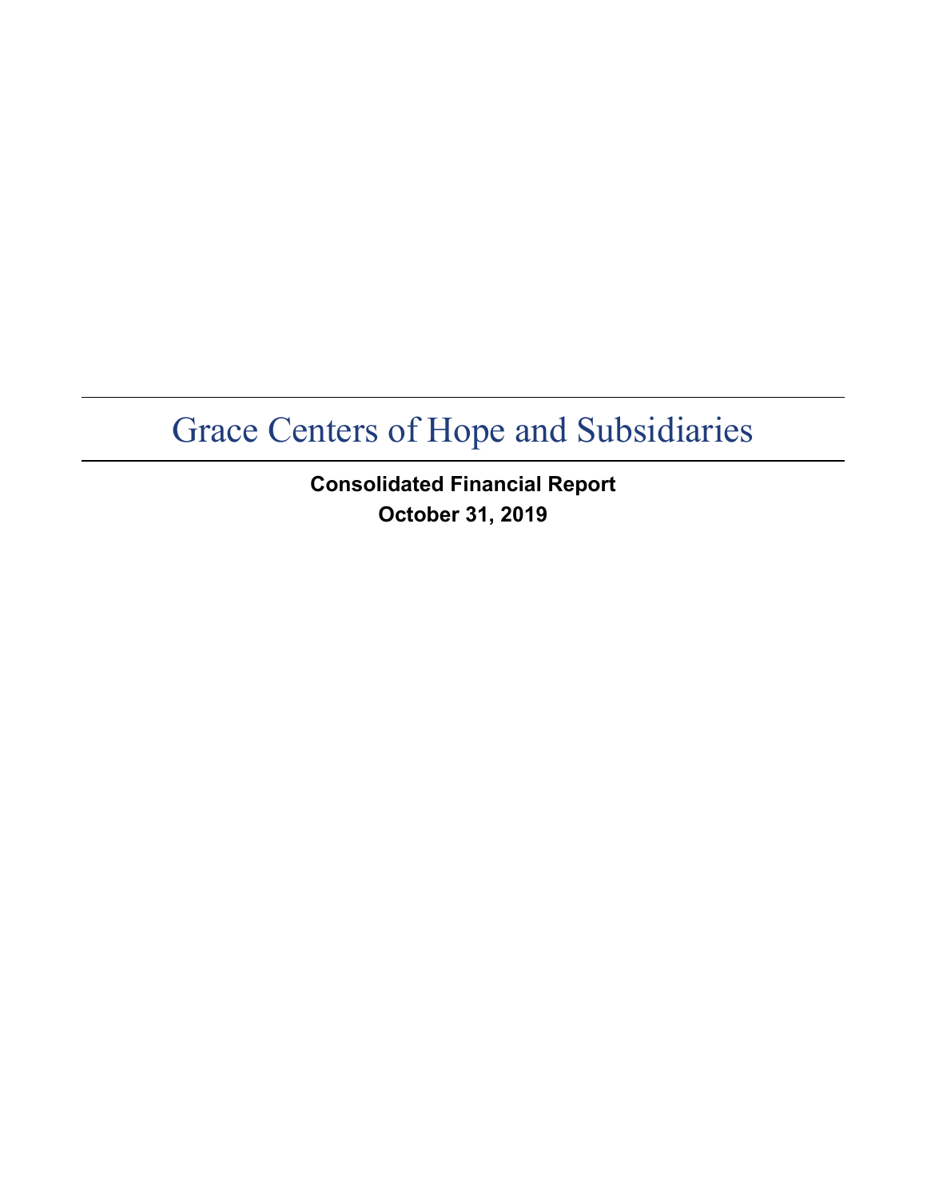# Grace Centers of Hope and Subsidiaries

**Consolidated Financial Report**
**October 31, 2019**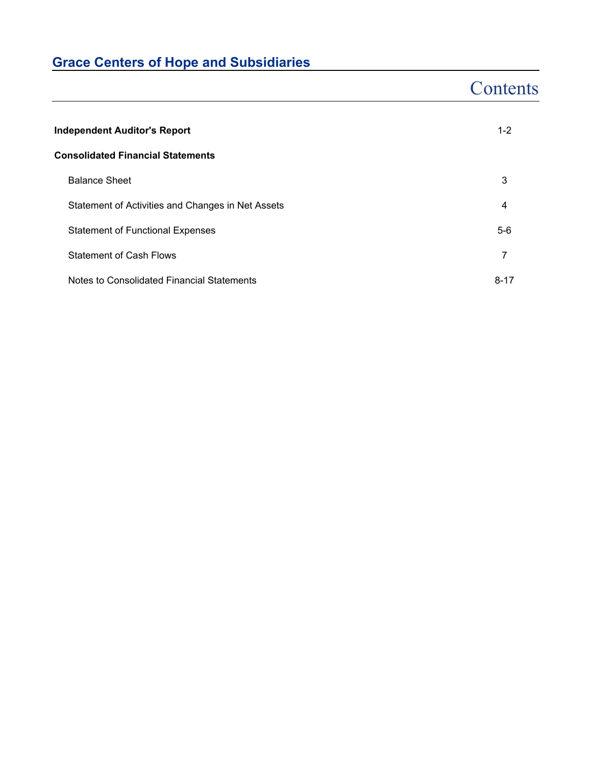# Grace Centers of Hope and Subsidiaries

## Contents

| | |
|---|---|
| **Independent Auditor's Report** | 1-2 |
| **Consolidated Financial Statements** | |
| Balance Sheet | 3 |
| Statement of Activities and Changes in Net Assets | 4 |
| Statement of Functional Expenses | 5-6 |
| Statement of Cash Flows | 7 |
| Notes to Consolidated Financial Statements | 8-17 |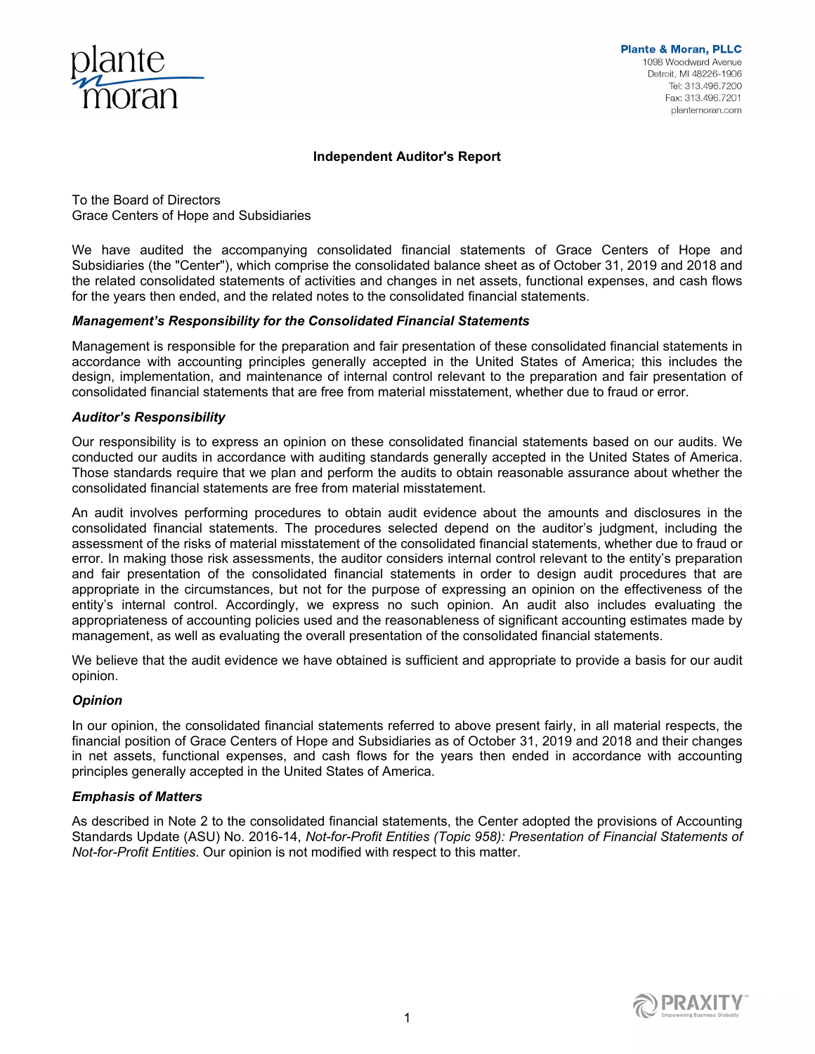Plante & Moran, PLLC
1098 Woodward Avenue
Detroit, MI 48226-1906
Tel: 313.496.7200
Fax: 313.496.7201
plantemoran.com

# Independent Auditor's Report

To the Board of Directors
Grace Centers of Hope and Subsidiaries

We have audited the accompanying consolidated financial statements of Grace Centers of Hope and Subsidiaries (the "Center"), which comprise the consolidated balance sheet as of October 31, 2019 and 2018 and the related consolidated statements of activities and changes in net assets, functional expenses, and cash flows for the years then ended, and the related notes to the consolidated financial statements.

### *Management's Responsibility for the Consolidated Financial Statements*

Management is responsible for the preparation and fair presentation of these consolidated financial statements in accordance with accounting principles generally accepted in the United States of America; this includes the design, implementation, and maintenance of internal control relevant to the preparation and fair presentation of consolidated financial statements that are free from material misstatement, whether due to fraud or error.

### *Auditor's Responsibility*

Our responsibility is to express an opinion on these consolidated financial statements based on our audits. We conducted our audits in accordance with auditing standards generally accepted in the United States of America. Those standards require that we plan and perform the audits to obtain reasonable assurance about whether the consolidated financial statements are free from material misstatement.

An audit involves performing procedures to obtain audit evidence about the amounts and disclosures in the consolidated financial statements. The procedures selected depend on the auditor's judgment, including the assessment of the risks of material misstatement of the consolidated financial statements, whether due to fraud or error. In making those risk assessments, the auditor considers internal control relevant to the entity's preparation and fair presentation of the consolidated financial statements in order to design audit procedures that are appropriate in the circumstances, but not for the purpose of expressing an opinion on the effectiveness of the entity's internal control. Accordingly, we express no such opinion. An audit also includes evaluating the appropriateness of accounting policies used and the reasonableness of significant accounting estimates made by management, as well as evaluating the overall presentation of the consolidated financial statements.

We believe that the audit evidence we have obtained is sufficient and appropriate to provide a basis for our audit opinion.

### *Opinion*

In our opinion, the consolidated financial statements referred to above present fairly, in all material respects, the financial position of Grace Centers of Hope and Subsidiaries as of October 31, 2019 and 2018 and their changes in net assets, functional expenses, and cash flows for the years then ended in accordance with accounting principles generally accepted in the United States of America.

### *Emphasis of Matters*

As described in Note 2 to the consolidated financial statements, the Center adopted the provisions of Accounting Standards Update (ASU) No. 2016-14, *Not-for-Profit Entities (Topic 958): Presentation of Financial Statements of Not-for-Profit Entities*. Our opinion is not modified with respect to this matter.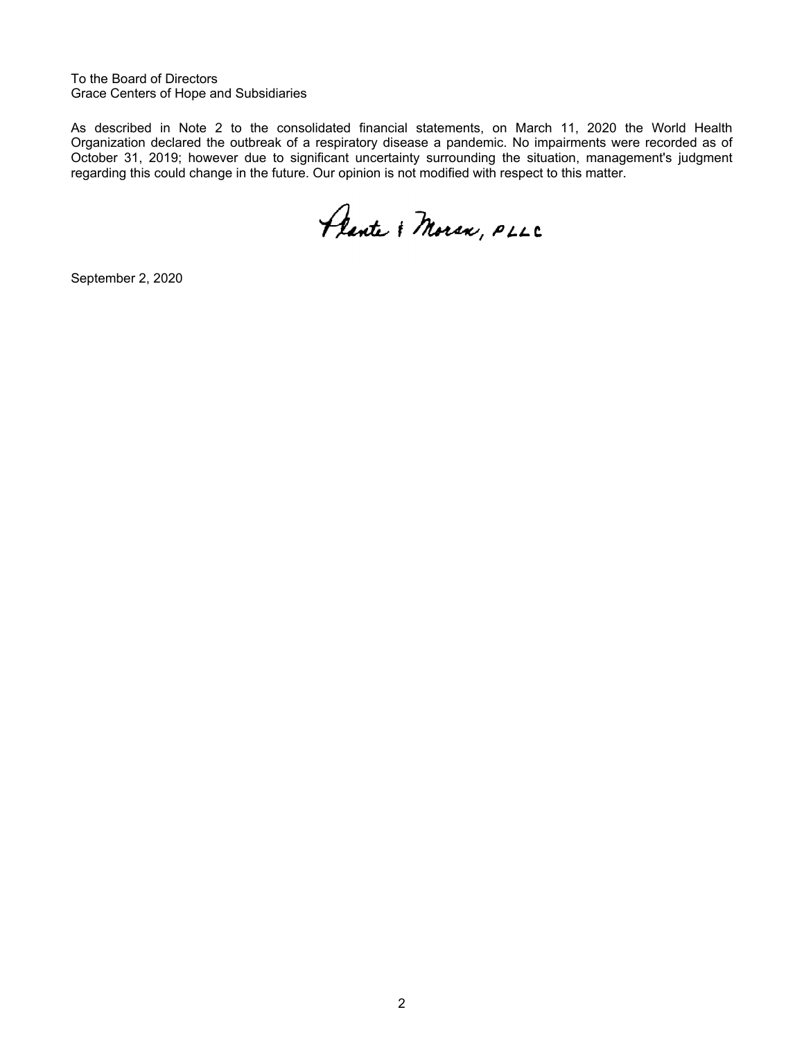To the Board of Directors
Grace Centers of Hope and Subsidiaries

As described in Note 2 to the consolidated financial statements, on March 11, 2020 the World Health Organization declared the outbreak of a respiratory disease a pandemic. No impairments were recorded as of October 31, 2019; however due to significant uncertainty surrounding the situation, management's judgment regarding this could change in the future. Our opinion is not modified with respect to this matter.

Plante & Moran, PLLC

September 2, 2020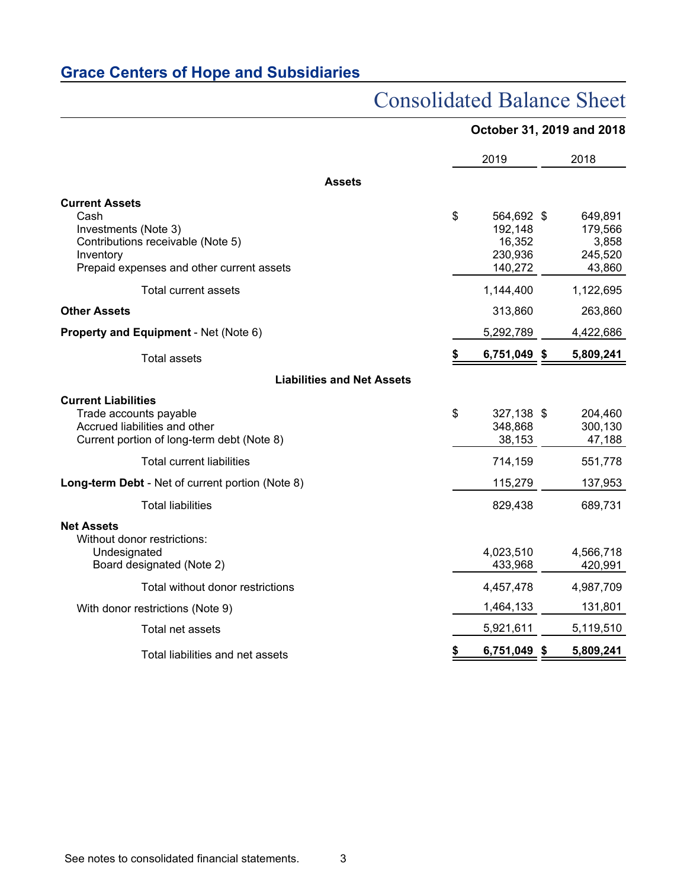## Grace Centers of Hope and Subsidiaries

# Consolidated Balance Sheet

**October 31, 2019 and 2018**

| | 2019 | 2018 |
|---|---|---|
| **Assets** | | |
| **Current Assets** | | |
| Cash | $ 564,692 | $ 649,891 |
| Investments (Note 3) | 192,148 | 179,566 |
| Contributions receivable (Note 5) | 16,352 | 3,858 |
| Inventory | 230,936 | 245,520 |
| Prepaid expenses and other current assets | 140,272 | 43,860 |
| Total current assets | 1,144,400 | 1,122,695 |
| **Other Assets** | 313,860 | 263,860 |
| **Property and Equipment** - Net (Note 6) | 5,292,789 | 4,422,686 |
| Total assets | **$ 6,751,049** | **$ 5,809,241** |
| **Liabilities and Net Assets** | | |
| **Current Liabilities** | | |
| Trade accounts payable | $ 327,138 | $ 204,460 |
| Accrued liabilities and other | 348,868 | 300,130 |
| Current portion of long-term debt (Note 8) | 38,153 | 47,188 |
| Total current liabilities | 714,159 | 551,778 |
| **Long-term Debt** - Net of current portion (Note 8) | 115,279 | 137,953 |
| Total liabilities | 829,438 | 689,731 |
| **Net Assets** | | |
| Without donor restrictions: | | |
| Undesignated | 4,023,510 | 4,566,718 |
| Board designated (Note 2) | 433,968 | 420,991 |
| Total without donor restrictions | 4,457,478 | 4,987,709 |
| With donor restrictions (Note 9) | 1,464,133 | 131,801 |
| Total net assets | 5,921,611 | 5,119,510 |
| Total liabilities and net assets | **$ 6,751,049** | **$ 5,809,241** |

See notes to consolidated financial statements.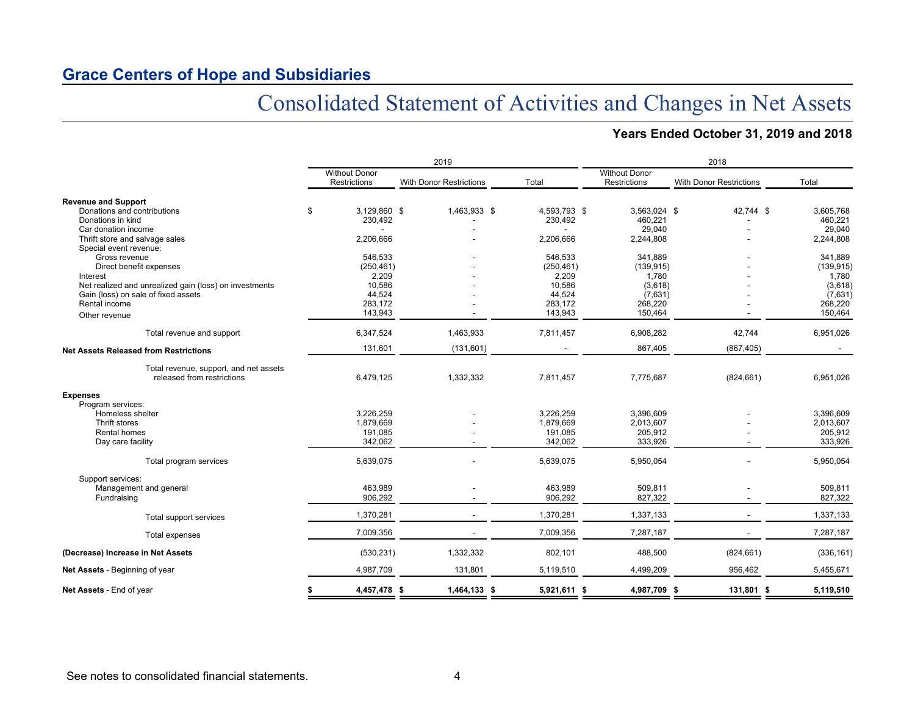## Grace Centers of Hope and Subsidiaries

# Consolidated Statement of Activities and Changes in Net Assets

### Years Ended October 31, 2019 and 2018

| | 2019 | | | 2018 | | |
|---|---|---|---|---|---|---|
| | Without Donor Restrictions | With Donor Restrictions | Total | Without Donor Restrictions | With Donor Restrictions | Total |
| **Revenue and Support** | | | | | | |
| Donations and contributions | $ 3,129,860 | $ 1,463,933 | $ 4,593,793 | $ 3,563,024 | $ 42,744 | $ 3,605,768 |
| Donations in kind | 230,492 | - | 230,492 | 460,221 | - | 460,221 |
| Car donation income | - | - | - | 29,040 | - | 29,040 |
| Thrift store and salvage sales | 2,206,666 | - | 2,206,666 | 2,244,808 | - | 2,244,808 |
| Special event revenue: | | | | | | |
| Gross revenue | 546,533 | - | 546,533 | 341,889 | - | 341,889 |
| Direct benefit expenses | (250,461) | - | (250,461) | (139,915) | - | (139,915) |
| Interest | 2,209 | - | 2,209 | 1,780 | - | 1,780 |
| Net realized and unrealized gain (loss) on investments | 10,586 | - | 10,586 | (3,618) | - | (3,618) |
| Gain (loss) on sale of fixed assets | 44,524 | - | 44,524 | (7,631) | - | (7,631) |
| Rental income | 283,172 | - | 283,172 | 268,220 | - | 268,220 |
| Other revenue | 143,943 | - | 143,943 | 150,464 | - | 150,464 |
| Total revenue and support | 6,347,524 | 1,463,933 | 7,811,457 | 6,908,282 | 42,744 | 6,951,026 |
| **Net Assets Released from Restrictions** | 131,601 | (131,601) | - | 867,405 | (867,405) | - |
| Total revenue, support, and net assets released from restrictions | 6,479,125 | 1,332,332 | 7,811,457 | 7,775,687 | (824,661) | 6,951,026 |
| **Expenses** | | | | | | |
| Program services: | | | | | | |
| Homeless shelter | 3,226,259 | - | 3,226,259 | 3,396,609 | - | 3,396,609 |
| Thrift stores | 1,879,669 | - | 1,879,669 | 2,013,607 | - | 2,013,607 |
| Rental homes | 191,085 | - | 191,085 | 205,912 | - | 205,912 |
| Day care facility | 342,062 | - | 342,062 | 333,926 | - | 333,926 |
| Total program services | 5,639,075 | - | 5,639,075 | 5,950,054 | - | 5,950,054 |
| Support services: | | | | | | |
| Management and general | 463,989 | - | 463,989 | 509,811 | - | 509,811 |
| Fundraising | 906,292 | - | 906,292 | 827,322 | - | 827,322 |
| Total support services | 1,370,281 | - | 1,370,281 | 1,337,133 | - | 1,337,133 |
| Total expenses | 7,009,356 | - | 7,009,356 | 7,287,187 | - | 7,287,187 |
| **(Decrease) Increase in Net Assets** | (530,231) | 1,332,332 | 802,101 | 488,500 | (824,661) | (336,161) |
| **Net Assets** - Beginning of year | 4,987,709 | 131,801 | 5,119,510 | 4,499,209 | 956,462 | 5,455,671 |
| **Net Assets** - End of year | **$ 4,457,478** | **$ 1,464,133** | **$ 5,921,611** | **$ 4,987,709** | **$ 131,801** | **$ 5,119,510** |

See notes to consolidated financial statements.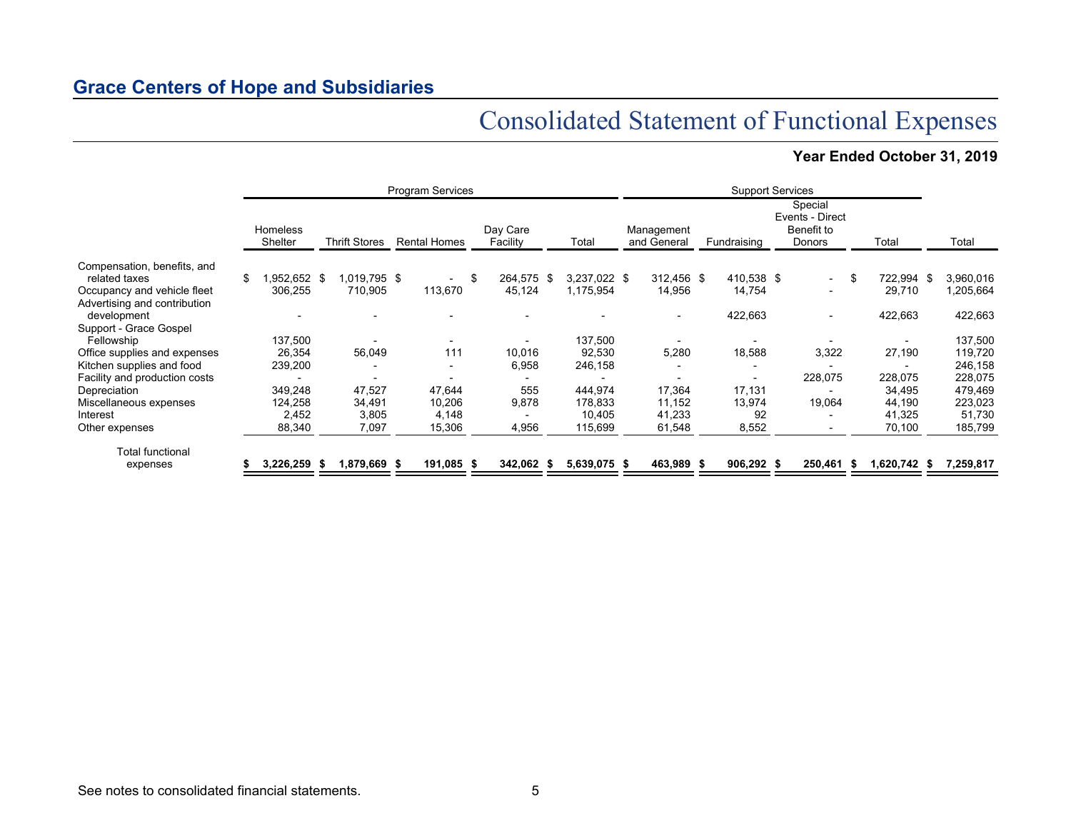## Grace Centers of Hope and Subsidiaries

# Consolidated Statement of Functional Expenses

### Year Ended October 31, 2019

| | Program Services | | | | | Support Services | | | | |
|---|---|---|---|---|---|---|---|---|---|---|
| | Homeless Shelter | Thrift Stores | Rental Homes | Day Care Facility | Total | Management and General | Fundraising | Special Events - Direct Benefit to Donors | Total | Total |
| Compensation, benefits, and related taxes | $ 1,952,652 | $ 1,019,795 | $ - | $ 264,575 | $ 3,237,022 | $ 312,456 | $ 410,538 | $ - | $ 722,994 | $ 3,960,016 |
| Occupancy and vehicle fleet | 306,255 | 710,905 | 113,670 | 45,124 | 1,175,954 | 14,956 | 14,754 | - | 29,710 | 1,205,664 |
| Advertising and contribution development | - | - | - | - | - | - | 422,663 | - | 422,663 | 422,663 |
| Support - Grace Gospel Fellowship | 137,500 | - | - | - | 137,500 | - | - | - | - | 137,500 |
| Office supplies and expenses | 26,354 | 56,049 | 111 | 10,016 | 92,530 | 5,280 | 18,588 | 3,322 | 27,190 | 119,720 |
| Kitchen supplies and food | 239,200 | - | - | 6,958 | 246,158 | - | - | - | - | 246,158 |
| Facility and production costs | - | - | - | - | - | - | - | 228,075 | 228,075 | 228,075 |
| Depreciation | 349,248 | 47,527 | 47,644 | 555 | 444,974 | 17,364 | 17,131 | - | 34,495 | 479,469 |
| Miscellaneous expenses | 124,258 | 34,491 | 10,206 | 9,878 | 178,833 | 11,152 | 13,974 | 19,064 | 44,190 | 223,023 |
| Interest | 2,452 | 3,805 | 4,148 | - | 10,405 | 41,233 | 92 | - | 41,325 | 51,730 |
| Other expenses | 88,340 | 7,097 | 15,306 | 4,956 | 115,699 | 61,548 | 8,552 | - | 70,100 | 185,799 |
| **Total functional expenses** | **$ 3,226,259** | **$ 1,879,669** | **$ 191,085** | **$ 342,062** | **$ 5,639,075** | **$ 463,989** | **$ 906,292** | **$ 250,461** | **$ 1,620,742** | **$ 7,259,817** |

See notes to consolidated financial statements.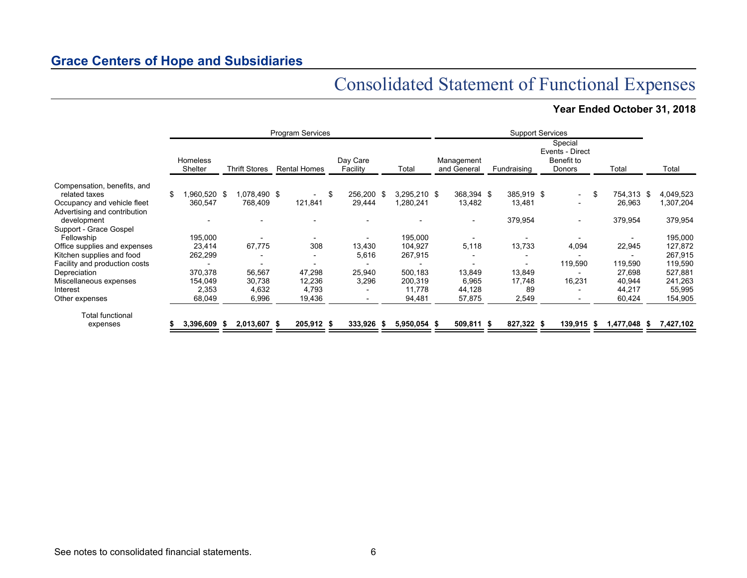## Grace Centers of Hope and Subsidiaries

# Consolidated Statement of Functional Expenses

### Year Ended October 31, 2018

| | Program Services | | | | | Support Services | | | | |
|---|---|---|---|---|---|---|---|---|---|---|
| | Homeless Shelter | Thrift Stores | Rental Homes | Day Care Facility | Total | Management and General | Fundraising | Special Events - Direct Benefit to Donors | Total | Total |
| Compensation, benefits, and related taxes | $ 1,960,520 | $ 1,078,490 | $ - | $ 256,200 | $ 3,295,210 | $ 368,394 | $ 385,919 | $ - | $ 754,313 | $ 4,049,523 |
| Occupancy and vehicle fleet | 360,547 | 768,409 | 121,841 | 29,444 | 1,280,241 | 13,482 | 13,481 | - | 26,963 | 1,307,204 |
| Advertising and contribution development | - | - | - | - | - | - | 379,954 | - | 379,954 | 379,954 |
| Support - Grace Gospel Fellowship | 195,000 | - | - | - | 195,000 | - | - | - | - | 195,000 |
| Office supplies and expenses | 23,414 | 67,775 | 308 | 13,430 | 104,927 | 5,118 | 13,733 | 4,094 | 22,945 | 127,872 |
| Kitchen supplies and food | 262,299 | - | - | 5,616 | 267,915 | - | - | - | - | 267,915 |
| Facility and production costs | - | - | - | - | - | - | - | 119,590 | 119,590 | 119,590 |
| Depreciation | 370,378 | 56,567 | 47,298 | 25,940 | 500,183 | 13,849 | 13,849 | - | 27,698 | 527,881 |
| Miscellaneous expenses | 154,049 | 30,738 | 12,236 | 3,296 | 200,319 | 6,965 | 17,748 | 16,231 | 40,944 | 241,263 |
| Interest | 2,353 | 4,632 | 4,793 | - | 11,778 | 44,128 | 89 | - | 44,217 | 55,995 |
| Other expenses | 68,049 | 6,996 | 19,436 | - | 94,481 | 57,875 | 2,549 | - | 60,424 | 154,905 |
| **Total functional expenses** | **$ 3,396,609** | **$ 2,013,607** | **$ 205,912** | **$ 333,926** | **$ 5,950,054** | **$ 509,811** | **$ 827,322** | **$ 139,915** | **$ 1,477,048** | **$ 7,427,102** |

See notes to consolidated financial statements.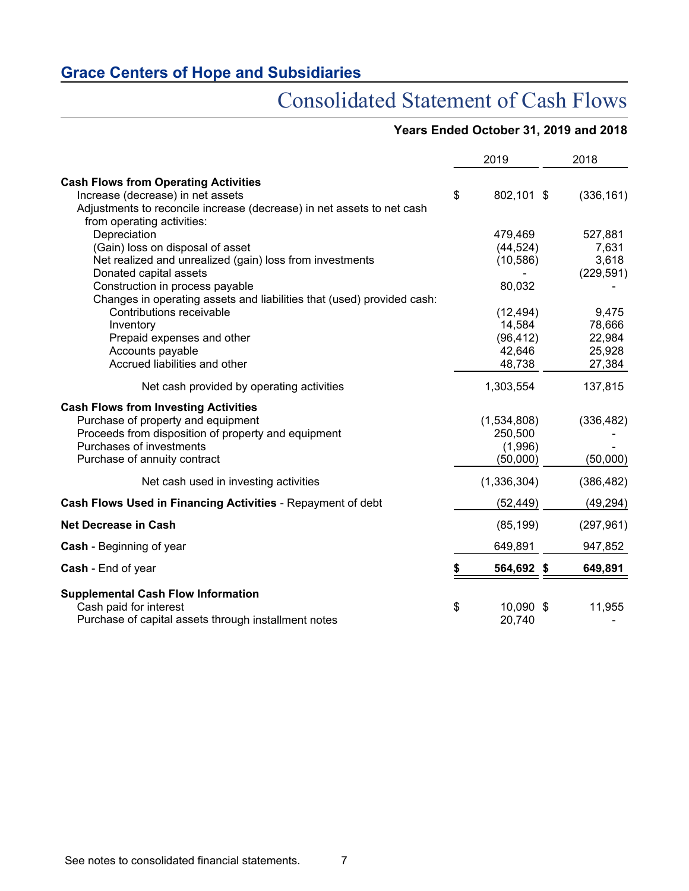## Grace Centers of Hope and Subsidiaries

# Consolidated Statement of Cash Flows

**Years Ended October 31, 2019 and 2018**

| | 2019 | 2018 |
|---|---|---|
| **Cash Flows from Operating Activities** | | |
| Increase (decrease) in net assets | $ 802,101 | $ (336,161) |
| Adjustments to reconcile increase (decrease) in net assets to net cash from operating activities: | | |
| Depreciation | 479,469 | 527,881 |
| (Gain) loss on disposal of asset | (44,524) | 7,631 |
| Net realized and unrealized (gain) loss from investments | (10,586) | 3,618 |
| Donated capital assets | - | (229,591) |
| Construction in process payable | 80,032 | - |
| Changes in operating assets and liabilities that (used) provided cash: | | |
| Contributions receivable | (12,494) | 9,475 |
| Inventory | 14,584 | 78,666 |
| Prepaid expenses and other | (96,412) | 22,984 |
| Accounts payable | 42,646 | 25,928 |
| Accrued liabilities and other | 48,738 | 27,384 |
| Net cash provided by operating activities | 1,303,554 | 137,815 |
| **Cash Flows from Investing Activities** | | |
| Purchase of property and equipment | (1,534,808) | (336,482) |
| Proceeds from disposition of property and equipment | 250,500 | - |
| Purchases of investments | (1,996) | - |
| Purchase of annuity contract | (50,000) | (50,000) |
| Net cash used in investing activities | (1,336,304) | (386,482) |
| **Cash Flows Used in Financing Activities** - Repayment of debt | (52,449) | (49,294) |
| **Net Decrease in Cash** | (85,199) | (297,961) |
| **Cash** - Beginning of year | 649,891 | 947,852 |
| **Cash** - End of year | **$ 564,692** | **$ 649,891** |
| **Supplemental Cash Flow Information** | | |
| Cash paid for interest | $ 10,090 | $ 11,955 |
| Purchase of capital assets through installment notes | 20,740 | - |

See notes to consolidated financial statements.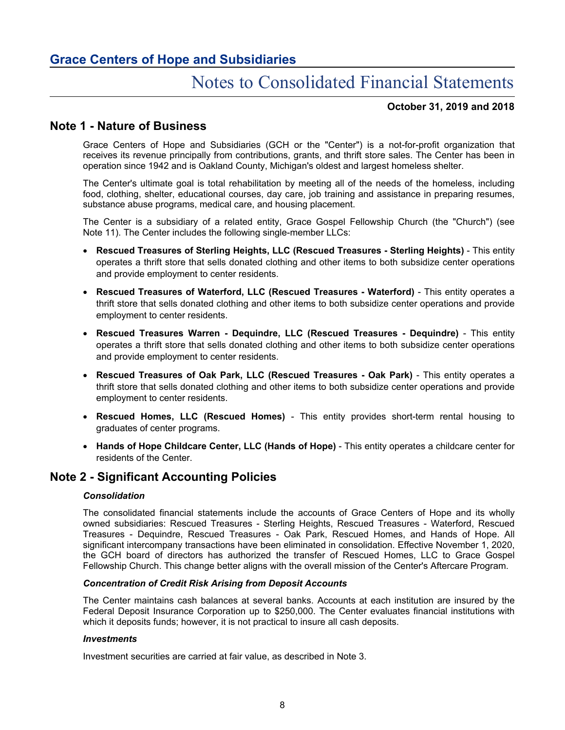## Note 1 - Nature of Business

Grace Centers of Hope and Subsidiaries (GCH or the "Center") is a not-for-profit organization that receives its revenue principally from contributions, grants, and thrift store sales. The Center has been in operation since 1942 and is Oakland County, Michigan's oldest and largest homeless shelter.

The Center's ultimate goal is total rehabilitation by meeting all of the needs of the homeless, including food, clothing, shelter, educational courses, day care, job training and assistance in preparing resumes, substance abuse programs, medical care, and housing placement.

The Center is a subsidiary of a related entity, Grace Gospel Fellowship Church (the "Church") (see Note 11). The Center includes the following single-member LLCs:

- **Rescued Treasures of Sterling Heights, LLC (Rescued Treasures - Sterling Heights)** - This entity operates a thrift store that sells donated clothing and other items to both subsidize center operations and provide employment to center residents.
- **Rescued Treasures of Waterford, LLC (Rescued Treasures - Waterford)** - This entity operates a thrift store that sells donated clothing and other items to both subsidize center operations and provide employment to center residents.
- **Rescued Treasures Warren - Dequindre, LLC (Rescued Treasures - Dequindre)** - This entity operates a thrift store that sells donated clothing and other items to both subsidize center operations and provide employment to center residents.
- **Rescued Treasures of Oak Park, LLC (Rescued Treasures - Oak Park)** - This entity operates a thrift store that sells donated clothing and other items to both subsidize center operations and provide employment to center residents.
- **Rescued Homes, LLC (Rescued Homes)** - This entity provides short-term rental housing to graduates of center programs.
- **Hands of Hope Childcare Center, LLC (Hands of Hope)** - This entity operates a childcare center for residents of the Center.

## Note 2 - Significant Accounting Policies

### *Consolidation*

The consolidated financial statements include the accounts of Grace Centers of Hope and its wholly owned subsidiaries: Rescued Treasures - Sterling Heights, Rescued Treasures - Waterford, Rescued Treasures - Dequindre, Rescued Treasures - Oak Park, Rescued Homes, and Hands of Hope. All significant intercompany transactions have been eliminated in consolidation. Effective November 1, 2020, the GCH board of directors has authorized the transfer of Rescued Homes, LLC to Grace Gospel Fellowship Church. This change better aligns with the overall mission of the Center's Aftercare Program.

### *Concentration of Credit Risk Arising from Deposit Accounts*

The Center maintains cash balances at several banks. Accounts at each institution are insured by the Federal Deposit Insurance Corporation up to $250,000. The Center evaluates financial institutions with which it deposits funds; however, it is not practical to insure all cash deposits.

### *Investments*

Investment securities are carried at fair value, as described in Note 3.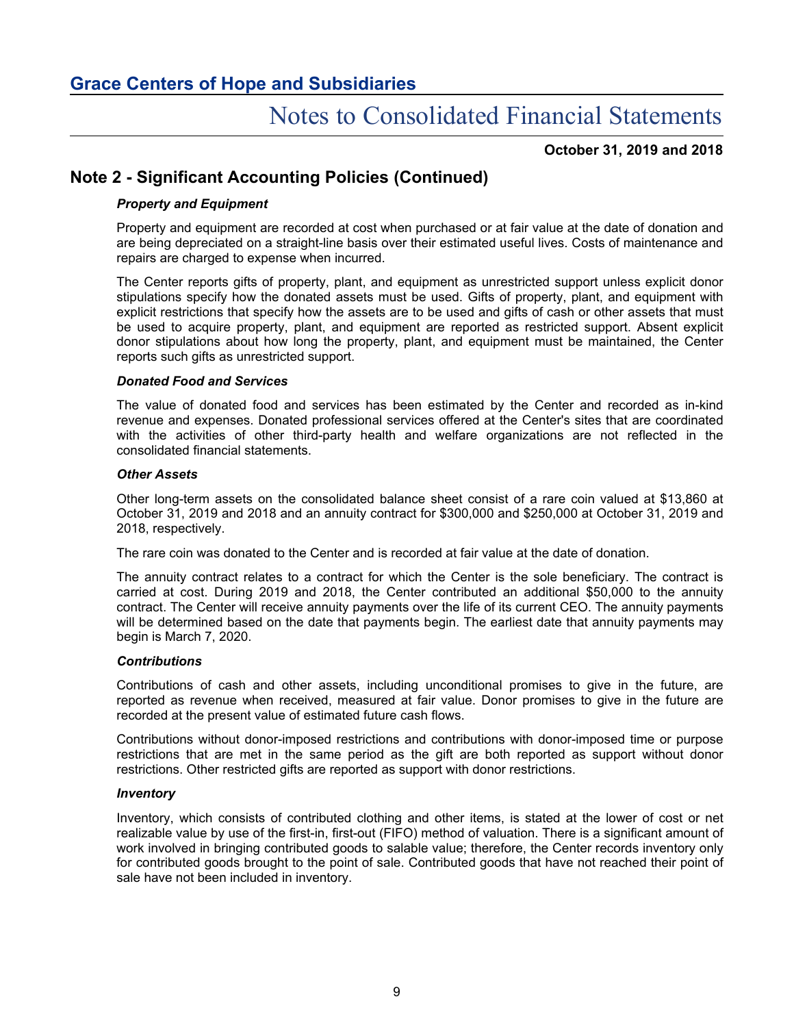## Note 2 - Significant Accounting Policies (Continued)

### *Property and Equipment*

Property and equipment are recorded at cost when purchased or at fair value at the date of donation and are being depreciated on a straight-line basis over their estimated useful lives. Costs of maintenance and repairs are charged to expense when incurred.

The Center reports gifts of property, plant, and equipment as unrestricted support unless explicit donor stipulations specify how the donated assets must be used. Gifts of property, plant, and equipment with explicit restrictions that specify how the assets are to be used and gifts of cash or other assets that must be used to acquire property, plant, and equipment are reported as restricted support. Absent explicit donor stipulations about how long the property, plant, and equipment must be maintained, the Center reports such gifts as unrestricted support.

### *Donated Food and Services*

The value of donated food and services has been estimated by the Center and recorded as in-kind revenue and expenses. Donated professional services offered at the Center's sites that are coordinated with the activities of other third-party health and welfare organizations are not reflected in the consolidated financial statements.

### *Other Assets*

Other long-term assets on the consolidated balance sheet consist of a rare coin valued at $13,860 at October 31, 2019 and 2018 and an annuity contract for $300,000 and $250,000 at October 31, 2019 and 2018, respectively.

The rare coin was donated to the Center and is recorded at fair value at the date of donation.

The annuity contract relates to a contract for which the Center is the sole beneficiary. The contract is carried at cost. During 2019 and 2018, the Center contributed an additional $50,000 to the annuity contract. The Center will receive annuity payments over the life of its current CEO. The annuity payments will be determined based on the date that payments begin. The earliest date that annuity payments may begin is March 7, 2020.

### *Contributions*

Contributions of cash and other assets, including unconditional promises to give in the future, are reported as revenue when received, measured at fair value. Donor promises to give in the future are recorded at the present value of estimated future cash flows.

Contributions without donor-imposed restrictions and contributions with donor-imposed time or purpose restrictions that are met in the same period as the gift are both reported as support without donor restrictions. Other restricted gifts are reported as support with donor restrictions.

### *Inventory*

Inventory, which consists of contributed clothing and other items, is stated at the lower of cost or net realizable value by use of the first-in, first-out (FIFO) method of valuation. There is a significant amount of work involved in bringing contributed goods to salable value; therefore, the Center records inventory only for contributed goods brought to the point of sale. Contributed goods that have not reached their point of sale have not been included in inventory.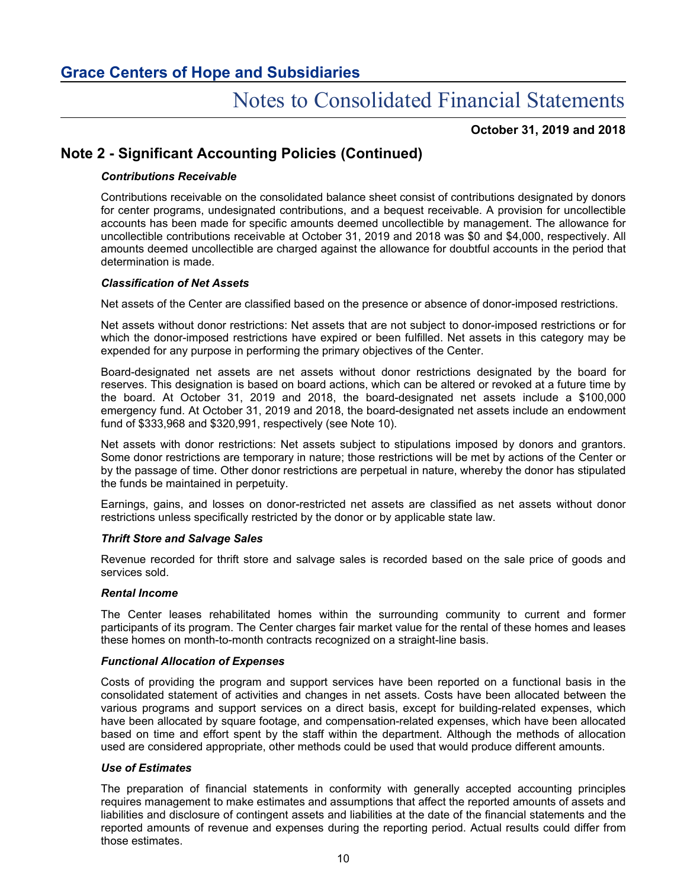## Note 2 - Significant Accounting Policies (Continued)

### *Contributions Receivable*

Contributions receivable on the consolidated balance sheet consist of contributions designated by donors for center programs, undesignated contributions, and a bequest receivable. A provision for uncollectible accounts has been made for specific amounts deemed uncollectible by management. The allowance for uncollectible contributions receivable at October 31, 2019 and 2018 was $0 and $4,000, respectively. All amounts deemed uncollectible are charged against the allowance for doubtful accounts in the period that determination is made.

### *Classification of Net Assets*

Net assets of the Center are classified based on the presence or absence of donor-imposed restrictions.

Net assets without donor restrictions: Net assets that are not subject to donor-imposed restrictions or for which the donor-imposed restrictions have expired or been fulfilled. Net assets in this category may be expended for any purpose in performing the primary objectives of the Center.

Board-designated net assets are net assets without donor restrictions designated by the board for reserves. This designation is based on board actions, which can be altered or revoked at a future time by the board. At October 31, 2019 and 2018, the board-designated net assets include a $100,000 emergency fund. At October 31, 2019 and 2018, the board-designated net assets include an endowment fund of $333,968 and $320,991, respectively (see Note 10).

Net assets with donor restrictions: Net assets subject to stipulations imposed by donors and grantors. Some donor restrictions are temporary in nature; those restrictions will be met by actions of the Center or by the passage of time. Other donor restrictions are perpetual in nature, whereby the donor has stipulated the funds be maintained in perpetuity.

Earnings, gains, and losses on donor-restricted net assets are classified as net assets without donor restrictions unless specifically restricted by the donor or by applicable state law.

### *Thrift Store and Salvage Sales*

Revenue recorded for thrift store and salvage sales is recorded based on the sale price of goods and services sold.

### *Rental Income*

The Center leases rehabilitated homes within the surrounding community to current and former participants of its program. The Center charges fair market value for the rental of these homes and leases these homes on month-to-month contracts recognized on a straight-line basis.

### *Functional Allocation of Expenses*

Costs of providing the program and support services have been reported on a functional basis in the consolidated statement of activities and changes in net assets. Costs have been allocated between the various programs and support services on a direct basis, except for building-related expenses, which have been allocated by square footage, and compensation-related expenses, which have been allocated based on time and effort spent by the staff within the department. Although the methods of allocation used are considered appropriate, other methods could be used that would produce different amounts.

### *Use of Estimates*

The preparation of financial statements in conformity with generally accepted accounting principles requires management to make estimates and assumptions that affect the reported amounts of assets and liabilities and disclosure of contingent assets and liabilities at the date of the financial statements and the reported amounts of revenue and expenses during the reporting period. Actual results could differ from those estimates.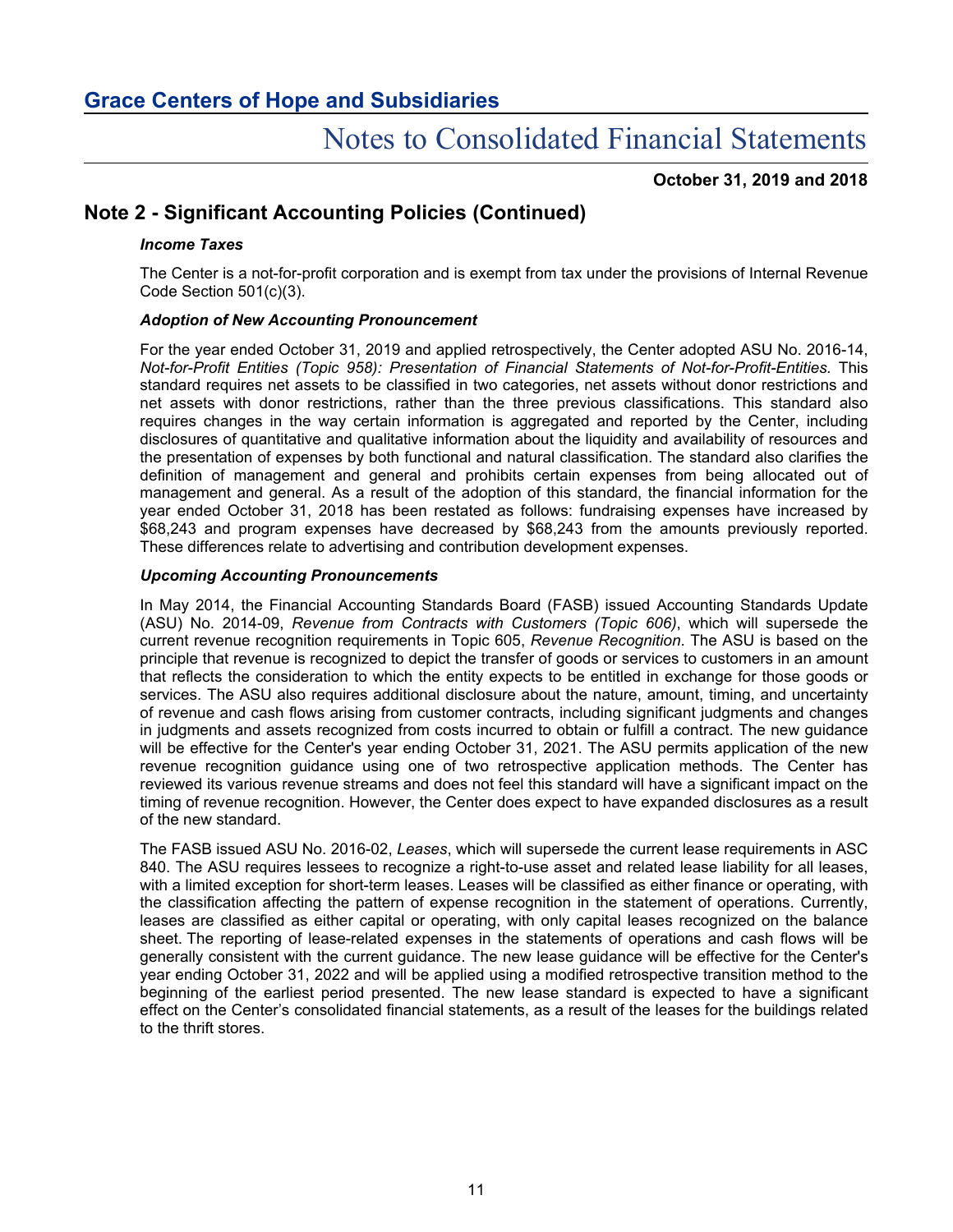## Note 2 - Significant Accounting Policies (Continued)

***Income Taxes***

The Center is a not-for-profit corporation and is exempt from tax under the provisions of Internal Revenue Code Section 501(c)(3).

***Adoption of New Accounting Pronouncement***

For the year ended October 31, 2019 and applied retrospectively, the Center adopted ASU No. 2016-14, *Not-for-Profit Entities (Topic 958): Presentation of Financial Statements of Not-for-Profit-Entities.* This standard requires net assets to be classified in two categories, net assets without donor restrictions and net assets with donor restrictions, rather than the three previous classifications. This standard also requires changes in the way certain information is aggregated and reported by the Center, including disclosures of quantitative and qualitative information about the liquidity and availability of resources and the presentation of expenses by both functional and natural classification. The standard also clarifies the definition of management and general and prohibits certain expenses from being allocated out of management and general. As a result of the adoption of this standard, the financial information for the year ended October 31, 2018 has been restated as follows: fundraising expenses have increased by $68,243 and program expenses have decreased by $68,243 from the amounts previously reported. These differences relate to advertising and contribution development expenses.

***Upcoming Accounting Pronouncements***

In May 2014, the Financial Accounting Standards Board (FASB) issued Accounting Standards Update (ASU) No. 2014-09, *Revenue from Contracts with Customers (Topic 606)*, which will supersede the current revenue recognition requirements in Topic 605, *Revenue Recognition*. The ASU is based on the principle that revenue is recognized to depict the transfer of goods or services to customers in an amount that reflects the consideration to which the entity expects to be entitled in exchange for those goods or services. The ASU also requires additional disclosure about the nature, amount, timing, and uncertainty of revenue and cash flows arising from customer contracts, including significant judgments and changes in judgments and assets recognized from costs incurred to obtain or fulfill a contract. The new guidance will be effective for the Center's year ending October 31, 2021. The ASU permits application of the new revenue recognition guidance using one of two retrospective application methods. The Center has reviewed its various revenue streams and does not feel this standard will have a significant impact on the timing of revenue recognition. However, the Center does expect to have expanded disclosures as a result of the new standard.

The FASB issued ASU No. 2016-02, *Leases*, which will supersede the current lease requirements in ASC 840. The ASU requires lessees to recognize a right-to-use asset and related lease liability for all leases, with a limited exception for short-term leases. Leases will be classified as either finance or operating, with the classification affecting the pattern of expense recognition in the statement of operations. Currently, leases are classified as either capital or operating, with only capital leases recognized on the balance sheet. The reporting of lease-related expenses in the statements of operations and cash flows will be generally consistent with the current guidance. The new lease guidance will be effective for the Center's year ending October 31, 2022 and will be applied using a modified retrospective transition method to the beginning of the earliest period presented. The new lease standard is expected to have a significant effect on the Center's consolidated financial statements, as a result of the leases for the buildings related to the thrift stores.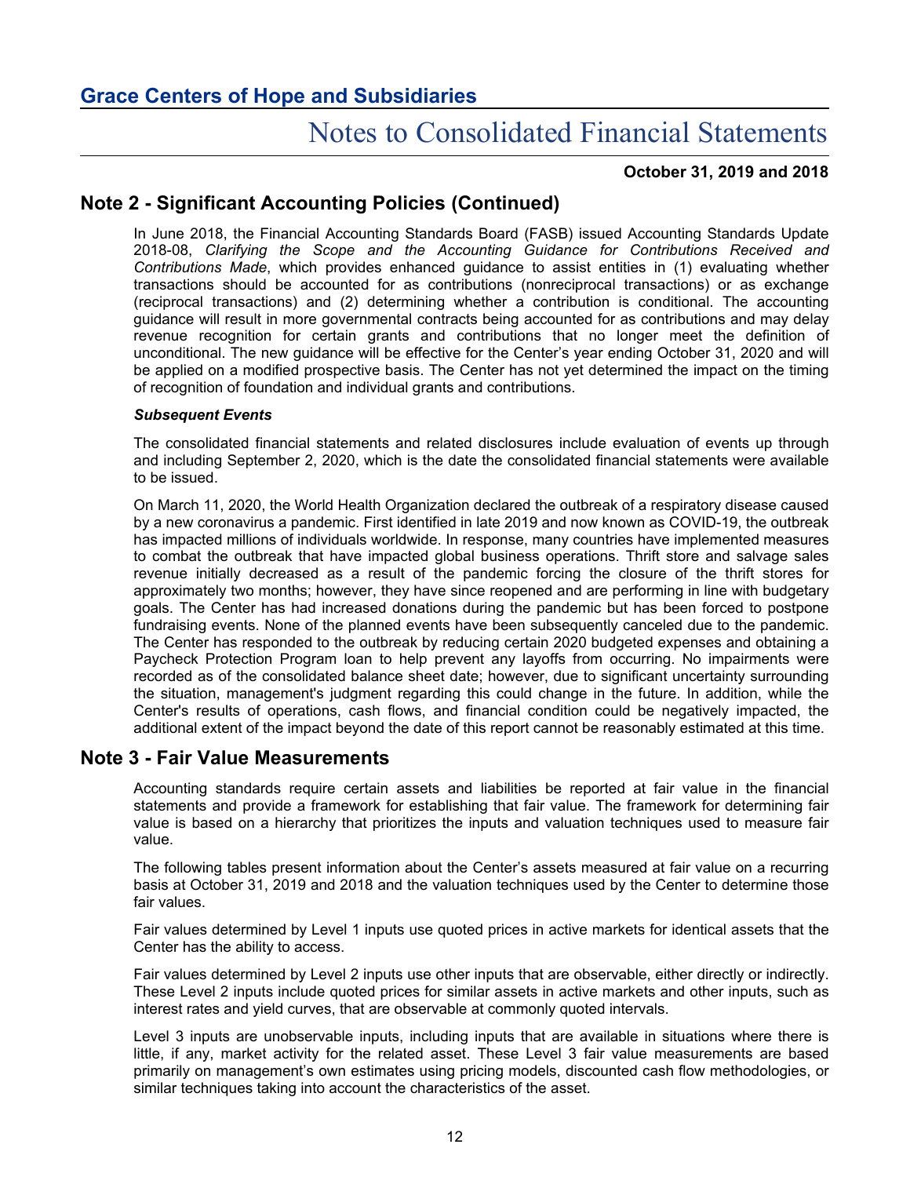## Note 2 - Significant Accounting Policies (Continued)

In June 2018, the Financial Accounting Standards Board (FASB) issued Accounting Standards Update 2018-08, *Clarifying the Scope and the Accounting Guidance for Contributions Received and Contributions Made*, which provides enhanced guidance to assist entities in (1) evaluating whether transactions should be accounted for as contributions (nonreciprocal transactions) or as exchange (reciprocal transactions) and (2) determining whether a contribution is conditional. The accounting guidance will result in more governmental contracts being accounted for as contributions and may delay revenue recognition for certain grants and contributions that no longer meet the definition of unconditional. The new guidance will be effective for the Center's year ending October 31, 2020 and will be applied on a modified prospective basis. The Center has not yet determined the impact on the timing of recognition of foundation and individual grants and contributions.

***Subsequent Events***

The consolidated financial statements and related disclosures include evaluation of events up through and including September 2, 2020, which is the date the consolidated financial statements were available to be issued.

On March 11, 2020, the World Health Organization declared the outbreak of a respiratory disease caused by a new coronavirus a pandemic. First identified in late 2019 and now known as COVID-19, the outbreak has impacted millions of individuals worldwide. In response, many countries have implemented measures to combat the outbreak that have impacted global business operations. Thrift store and salvage sales revenue initially decreased as a result of the pandemic forcing the closure of the thrift stores for approximately two months; however, they have since reopened and are performing in line with budgetary goals. The Center has had increased donations during the pandemic but has been forced to postpone fundraising events. None of the planned events have been subsequently canceled due to the pandemic. The Center has responded to the outbreak by reducing certain 2020 budgeted expenses and obtaining a Paycheck Protection Program loan to help prevent any layoffs from occurring. No impairments were recorded as of the consolidated balance sheet date; however, due to significant uncertainty surrounding the situation, management's judgment regarding this could change in the future. In addition, while the Center's results of operations, cash flows, and financial condition could be negatively impacted, the additional extent of the impact beyond the date of this report cannot be reasonably estimated at this time.

## Note 3 - Fair Value Measurements

Accounting standards require certain assets and liabilities be reported at fair value in the financial statements and provide a framework for establishing that fair value. The framework for determining fair value is based on a hierarchy that prioritizes the inputs and valuation techniques used to measure fair value.

The following tables present information about the Center's assets measured at fair value on a recurring basis at October 31, 2019 and 2018 and the valuation techniques used by the Center to determine those fair values.

Fair values determined by Level 1 inputs use quoted prices in active markets for identical assets that the Center has the ability to access.

Fair values determined by Level 2 inputs use other inputs that are observable, either directly or indirectly. These Level 2 inputs include quoted prices for similar assets in active markets and other inputs, such as interest rates and yield curves, that are observable at commonly quoted intervals.

Level 3 inputs are unobservable inputs, including inputs that are available in situations where there is little, if any, market activity for the related asset. These Level 3 fair value measurements are based primarily on management's own estimates using pricing models, discounted cash flow methodologies, or similar techniques taking into account the characteristics of the asset.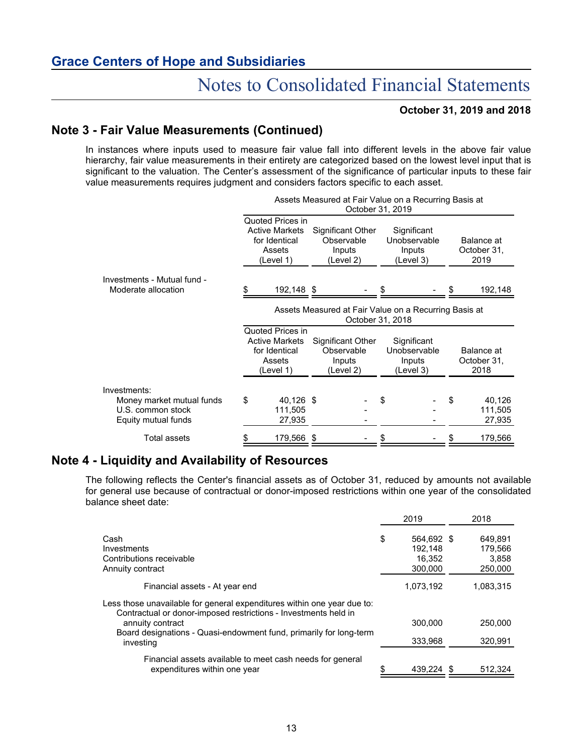## Note 3 - Fair Value Measurements (Continued)

In instances where inputs used to measure fair value fall into different levels in the above fair value hierarchy, fair value measurements in their entirety are categorized based on the lowest level input that is significant to the valuation. The Center's assessment of the significance of particular inputs to these fair value measurements requires judgment and considers factors specific to each asset.

| | Assets Measured at Fair Value on a Recurring Basis at October 31, 2019 | | | |
|---|---|---|---|---|
| | Quoted Prices in Active Markets for Identical Assets (Level 1) | Significant Other Observable Inputs (Level 2) | Significant Unobservable Inputs (Level 3) | Balance at October 31, 2019 |
| Investments - Mutual fund - Moderate allocation | $ 192,148 | $ - | $ - | $ 192,148 |

| | Assets Measured at Fair Value on a Recurring Basis at October 31, 2018 | | | |
|---|---|---|---|---|
| | Quoted Prices in Active Markets for Identical Assets (Level 1) | Significant Other Observable Inputs (Level 2) | Significant Unobservable Inputs (Level 3) | Balance at October 31, 2018 |
| Investments: | | | | |
| Money market mutual funds | $ 40,126 | $ - | $ - | $ 40,126 |
| U.S. common stock | 111,505 | - | - | 111,505 |
| Equity mutual funds | 27,935 | - | - | 27,935 |
| Total assets | $ 179,566 | $ - | $ - | $ 179,566 |

## Note 4 - Liquidity and Availability of Resources

The following reflects the Center's financial assets as of October 31, reduced by amounts not available for general use because of contractual or donor-imposed restrictions within one year of the consolidated balance sheet date:

| | 2019 | 2018 |
|---|---|---|
| Cash | $ 564,692 | $ 649,891 |
| Investments | 192,148 | 179,566 |
| Contributions receivable | 16,352 | 3,858 |
| Annuity contract | 300,000 | 250,000 |
| Financial assets - At year end | 1,073,192 | 1,083,315 |
| Less those unavailable for general expenditures within one year due to: | | |
| Contractual or donor-imposed restrictions - Investments held in annuity contract | 300,000 | 250,000 |
| Board designations - Quasi-endowment fund, primarily for long-term investing | 333,968 | 320,991 |
| Financial assets available to meet cash needs for general expenditures within one year | $ 439,224 | $ 512,324 |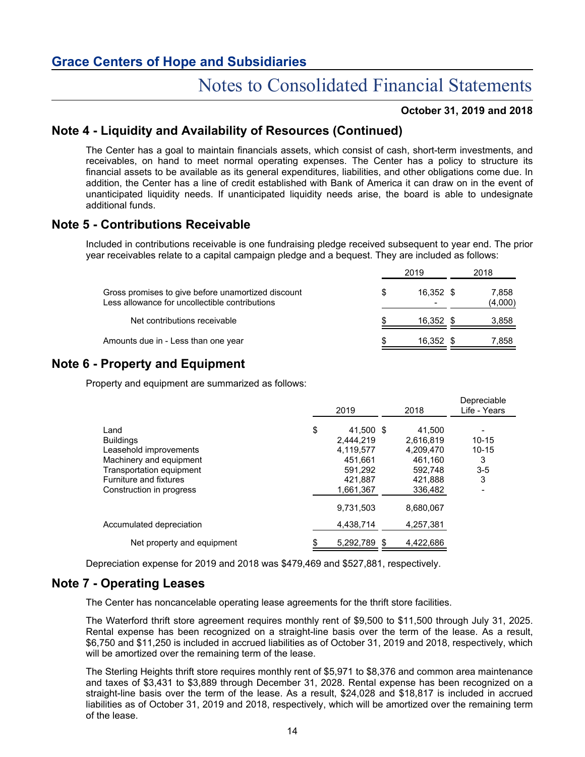## Note 4 - Liquidity and Availability of Resources (Continued)

The Center has a goal to maintain financials assets, which consist of cash, short-term investments, and receivables, on hand to meet normal operating expenses. The Center has a policy to structure its financial assets to be available as its general expenditures, liabilities, and other obligations come due. In addition, the Center has a line of credit established with Bank of America it can draw on in the event of unanticipated liquidity needs. If unanticipated liquidity needs arise, the board is able to undesignate additional funds.

## Note 5 - Contributions Receivable

Included in contributions receivable is one fundraising pledge received subsequent to year end. The prior year receivables relate to a capital campaign pledge and a bequest. They are included as follows:

| | 2019 | 2018 |
|---|---|---|
| Gross promises to give before unamortized discount | $ 16,352 | $ 7,858 |
| Less allowance for uncollectible contributions | - | (4,000) |
| Net contributions receivable | $ 16,352 | $ 3,858 |
| Amounts due in - Less than one year | $ 16,352 | $ 7,858 |

## Note 6 - Property and Equipment

Property and equipment are summarized as follows:

| | 2019 | 2018 | Depreciable Life - Years |
|---|---|---|---|
| Land | $ 41,500 | $ 41,500 | - |
| Buildings | 2,444,219 | 2,616,819 | 10-15 |
| Leasehold improvements | 4,119,577 | 4,209,470 | 10-15 |
| Machinery and equipment | 451,661 | 461,160 | 3 |
| Transportation equipment | 591,292 | 592,748 | 3-5 |
| Furniture and fixtures | 421,887 | 421,888 | 3 |
| Construction in progress | 1,661,367 | 336,482 | - |
| | 9,731,503 | 8,680,067 | |
| Accumulated depreciation | 4,438,714 | 4,257,381 | |
| Net property and equipment | $ 5,292,789 | $ 4,422,686 | |

Depreciation expense for 2019 and 2018 was $479,469 and $527,881, respectively.

## Note 7 - Operating Leases

The Center has noncancelable operating lease agreements for the thrift store facilities.

The Waterford thrift store agreement requires monthly rent of $9,500 to $11,500 through July 31, 2025. Rental expense has been recognized on a straight-line basis over the term of the lease. As a result, $6,750 and $11,250 is included in accrued liabilities as of October 31, 2019 and 2018, respectively, which will be amortized over the remaining term of the lease.

The Sterling Heights thrift store requires monthly rent of $5,971 to $8,376 and common area maintenance and taxes of $3,431 to $3,889 through December 31, 2028. Rental expense has been recognized on a straight-line basis over the term of the lease. As a result, $24,028 and $18,817 is included in accrued liabilities as of October 31, 2019 and 2018, respectively, which will be amortized over the remaining term of the lease.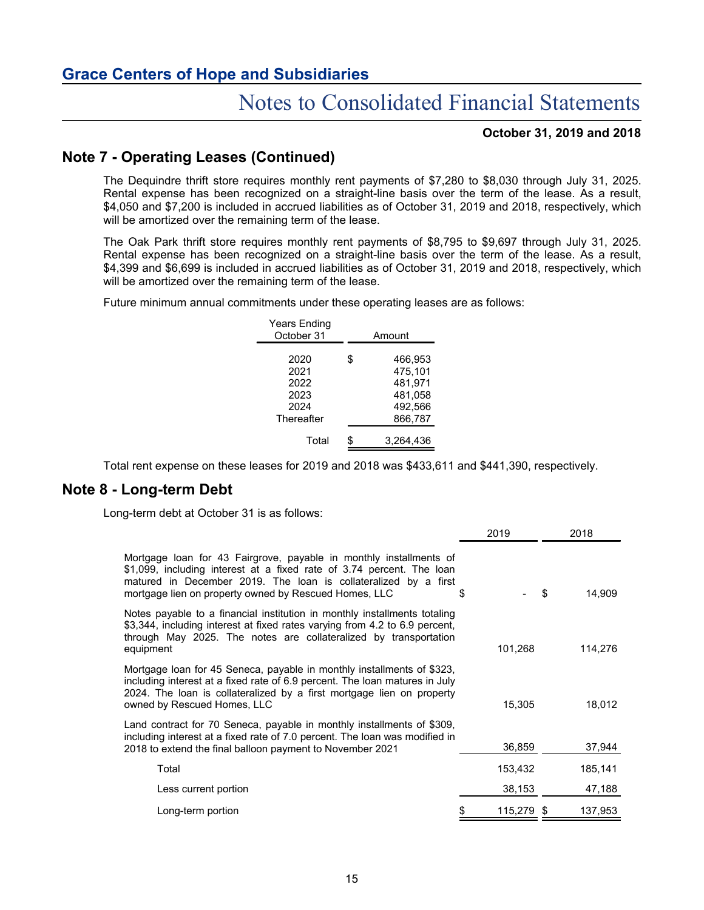## Note 7 - Operating Leases (Continued)

The Dequindre thrift store requires monthly rent payments of $7,280 to $8,030 through July 31, 2025. Rental expense has been recognized on a straight-line basis over the term of the lease. As a result, $4,050 and $7,200 is included in accrued liabilities as of October 31, 2019 and 2018, respectively, which will be amortized over the remaining term of the lease.

The Oak Park thrift store requires monthly rent payments of $8,795 to $9,697 through July 31, 2025. Rental expense has been recognized on a straight-line basis over the term of the lease. As a result, $4,399 and $6,699 is included in accrued liabilities as of October 31, 2019 and 2018, respectively, which will be amortized over the remaining term of the lease.

Future minimum annual commitments under these operating leases are as follows:

| Years Ending October 31 | Amount |
|---|---|
| 2020 | $ 466,953 |
| 2021 | 475,101 |
| 2022 | 481,971 |
| 2023 | 481,058 |
| 2024 | 492,566 |
| Thereafter | 866,787 |
| Total | $ 3,264,436 |

Total rent expense on these leases for 2019 and 2018 was $433,611 and $441,390, respectively.

## Note 8 - Long-term Debt

Long-term debt at October 31 is as follows:

| | 2019 | 2018 |
|---|---|---|
| Mortgage loan for 43 Fairgrove, payable in monthly installments of $1,099, including interest at a fixed rate of 3.74 percent. The loan matured in December 2019. The loan is collateralized by a first mortgage lien on property owned by Rescued Homes, LLC | $ - | $ 14,909 |
| Notes payable to a financial institution in monthly installments totaling $3,344, including interest at fixed rates varying from 4.2 to 6.9 percent, through May 2025. The notes are collateralized by transportation equipment | 101,268 | 114,276 |
| Mortgage loan for 45 Seneca, payable in monthly installments of $323, including interest at a fixed rate of 6.9 percent. The loan matures in July 2024. The loan is collateralized by a first mortgage lien on property owned by Rescued Homes, LLC | 15,305 | 18,012 |
| Land contract for 70 Seneca, payable in monthly installments of $309, including interest at a fixed rate of 7.0 percent. The loan was modified in 2018 to extend the final balloon payment to November 2021 | 36,859 | 37,944 |
| Total | 153,432 | 185,141 |
| Less current portion | 38,153 | 47,188 |
| Long-term portion | $ 115,279 | $ 137,953 |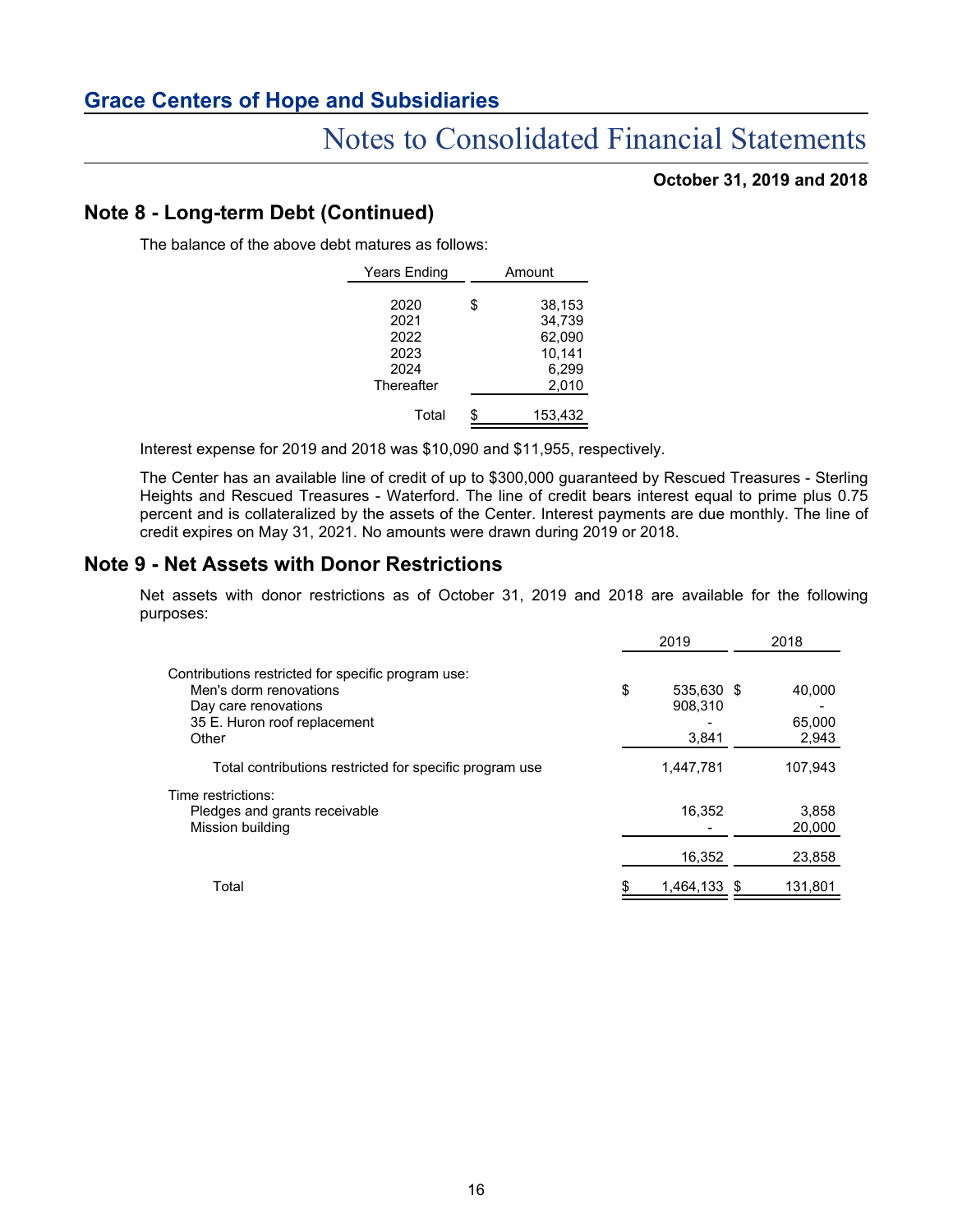## Note 8 - Long-term Debt (Continued)

The balance of the above debt matures as follows:

| Years Ending | Amount |
|---|---|
| 2020 | $ 38,153 |
| 2021 | 34,739 |
| 2022 | 62,090 |
| 2023 | 10,141 |
| 2024 | 6,299 |
| Thereafter | 2,010 |
| Total | $ 153,432 |

Interest expense for 2019 and 2018 was $10,090 and $11,955, respectively.

The Center has an available line of credit of up to $300,000 guaranteed by Rescued Treasures - Sterling Heights and Rescued Treasures - Waterford. The line of credit bears interest equal to prime plus 0.75 percent and is collateralized by the assets of the Center. Interest payments are due monthly. The line of credit expires on May 31, 2021. No amounts were drawn during 2019 or 2018.

## Note 9 - Net Assets with Donor Restrictions

Net assets with donor restrictions as of October 31, 2019 and 2018 are available for the following purposes:

| | 2019 | 2018 |
|---|---|---|
| Contributions restricted for specific program use: | | |
| Men's dorm renovations | $ 535,630 | $ 40,000 |
| Day care renovations | 908,310 | - |
| 35 E. Huron roof replacement | - | 65,000 |
| Other | 3,841 | 2,943 |
| Total contributions restricted for specific program use | 1,447,781 | 107,943 |
| Time restrictions: | | |
| Pledges and grants receivable | 16,352 | 3,858 |
| Mission building | - | 20,000 |
| | 16,352 | 23,858 |
| Total | $ 1,464,133 | $ 131,801 |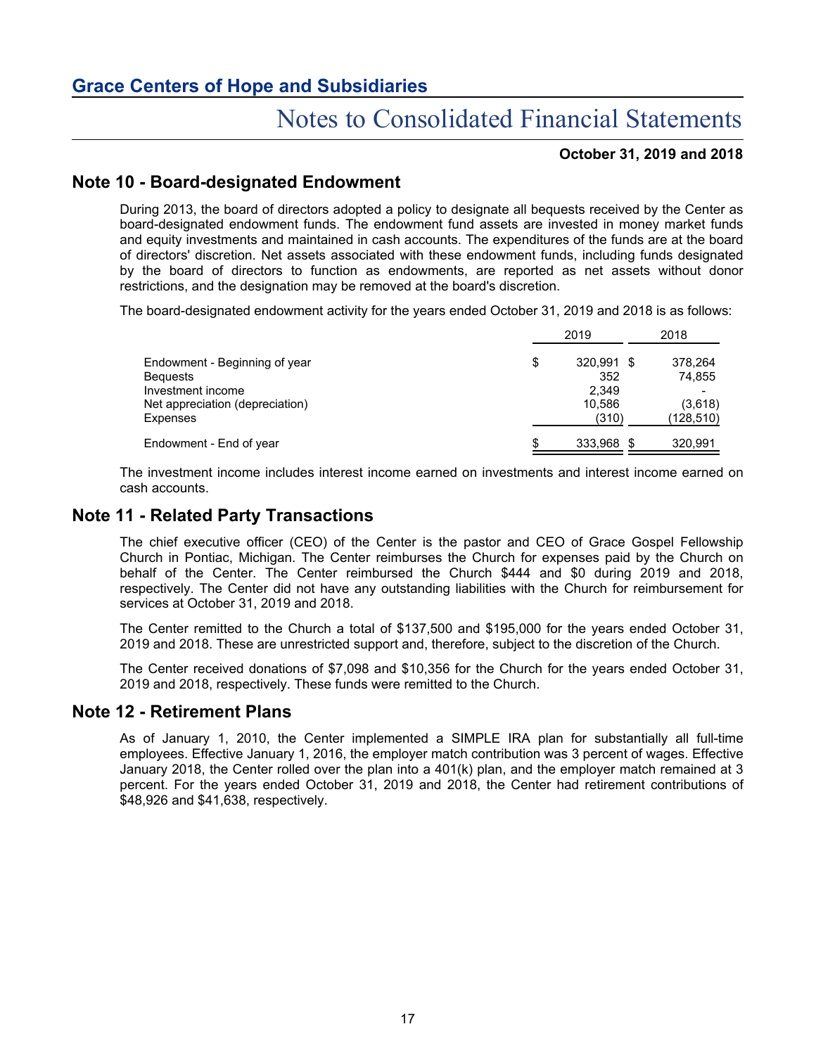## Note 10 - Board-designated Endowment

During 2013, the board of directors adopted a policy to designate all bequests received by the Center as board-designated endowment funds. The endowment fund assets are invested in money market funds and equity investments and maintained in cash accounts. The expenditures of the funds are at the board of directors' discretion. Net assets associated with these endowment funds, including funds designated by the board of directors to function as endowments, are reported as net assets without donor restrictions, and the designation may be removed at the board's discretion.

The board-designated endowment activity for the years ended October 31, 2019 and 2018 is as follows:

| | 2019 | 2018 |
|---|---|---|
| Endowment - Beginning of year | $ 320,991 | $ 378,264 |
| Bequests | 352 | 74,855 |
| Investment income | 2,349 | - |
| Net appreciation (depreciation) | 10,586 | (3,618) |
| Expenses | (310) | (128,510) |
| Endowment - End of year | $ 333,968 | $ 320,991 |

The investment income includes interest income earned on investments and interest income earned on cash accounts.

## Note 11 - Related Party Transactions

The chief executive officer (CEO) of the Center is the pastor and CEO of Grace Gospel Fellowship Church in Pontiac, Michigan. The Center reimburses the Church for expenses paid by the Church on behalf of the Center. The Center reimbursed the Church $444 and $0 during 2019 and 2018, respectively. The Center did not have any outstanding liabilities with the Church for reimbursement for services at October 31, 2019 and 2018.

The Center remitted to the Church a total of $137,500 and $195,000 for the years ended October 31, 2019 and 2018. These are unrestricted support and, therefore, subject to the discretion of the Church.

The Center received donations of $7,098 and $10,356 for the Church for the years ended October 31, 2019 and 2018, respectively. These funds were remitted to the Church.

## Note 12 - Retirement Plans

As of January 1, 2010, the Center implemented a SIMPLE IRA plan for substantially all full-time employees. Effective January 1, 2016, the employer match contribution was 3 percent of wages. Effective January 2018, the Center rolled over the plan into a 401(k) plan, and the employer match remained at 3 percent. For the years ended October 31, 2019 and 2018, the Center had retirement contributions of $48,926 and $41,638, respectively.